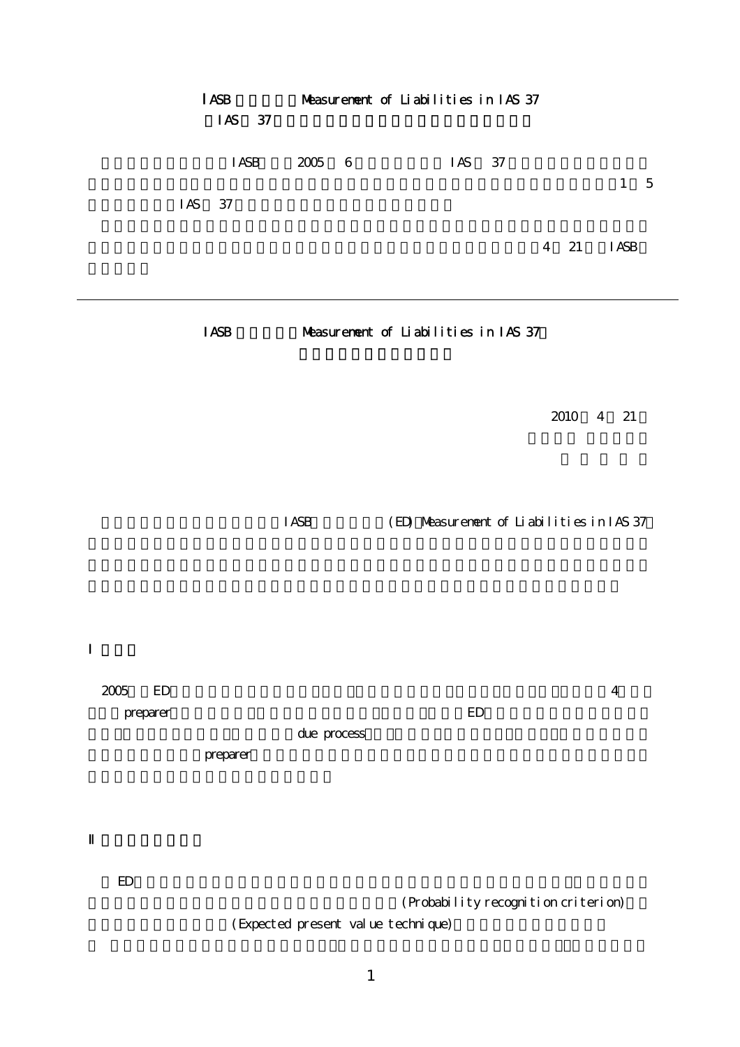IASB Measurement of Liabilities in IAS 37

IAS 37

IASB 2005 6 IAS 37

1 5

IAS 37

4 21 IASB

---

IASB Measurement of Liabilities in IAS 37

2010 4 21

IASB (ED) Measurement of Liabilities in IAS 37

I

2005 ED 4

preparer ED

due process

preparer

II

ED

(Probability recognition criterion)

(Expected present value technique)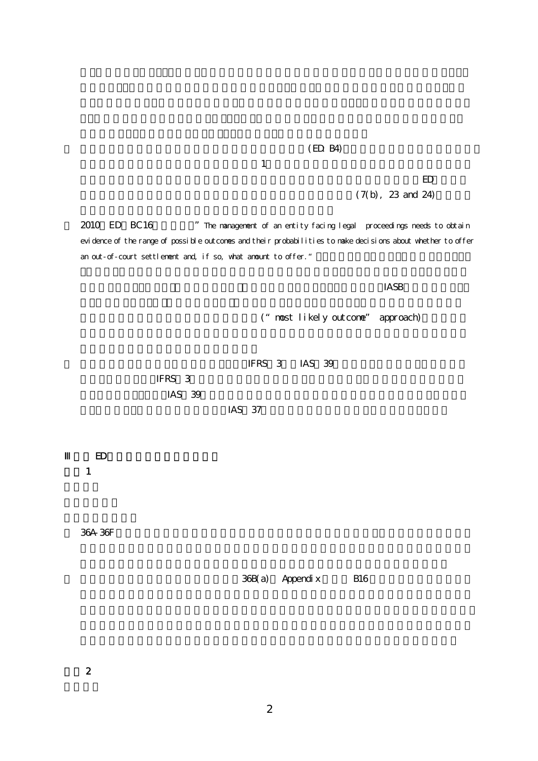(ED B4)

1

ED

(7(b), 23 and 24)

2010 ED BC16 ”The management of an entity facing legal proceedings needs to obtain evidence of the range of possible outcomes and their probabilities to make decisions about whether to offer an out-of-court settlement and, if so, what amount to offer.“

IASB

(“most likely outcome” approach)

IFRS 3 IAS 39

IFRS 3

IAS 39

IAS 37

III ED

1

36A-36F

36B(a) Appendix B16

2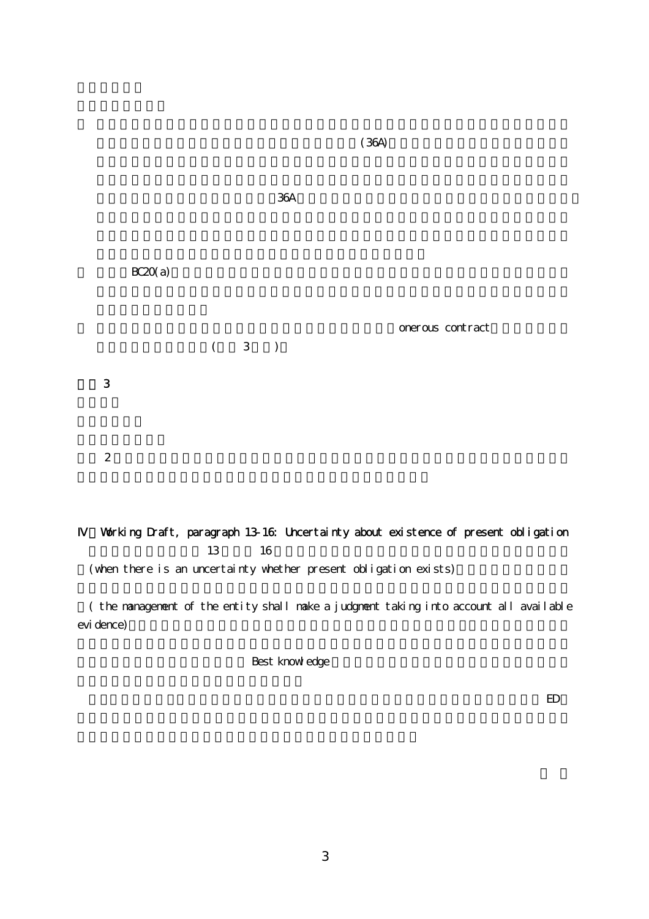(36A)

36A

BC20(a)

onerous contract

( 3 )

3

2

## IV Working Draft, paragraph 13-16: Uncertainty about existence of present obligation

13 16

(when there is an uncertainty whether present obligation exists)

( the management of the entity shall make a judgment taking into account all available evidence)

Best knowledge

ED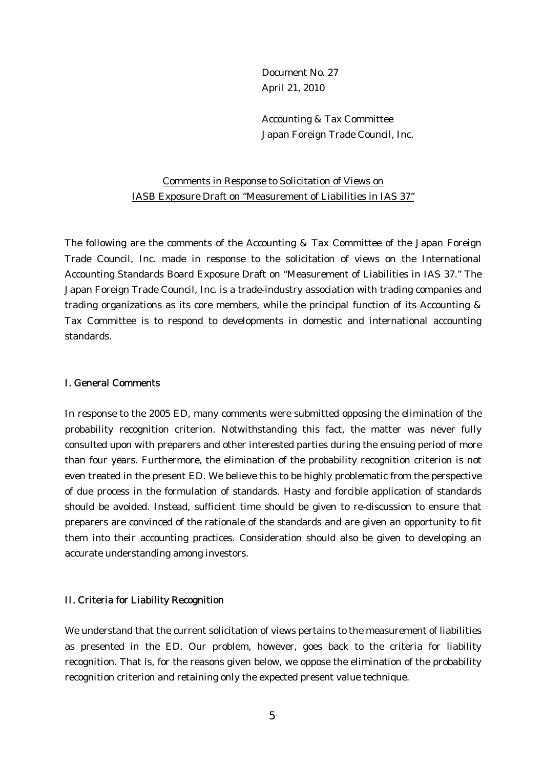Document No. 27
April 21, 2010

Accounting & Tax Committee
Japan Foreign Trade Council, Inc.

## Comments in Response to Solicitation of Views on IASB Exposure Draft on "Measurement of Liabilities in IAS 37"

The following are the comments of the Accounting & Tax Committee of the Japan Foreign Trade Council, Inc. made in response to the solicitation of views on the International Accounting Standards Board Exposure Draft on "Measurement of Liabilities in IAS 37." The Japan Foreign Trade Council, Inc. is a trade-industry association with trading companies and trading organizations as its core members, while the principal function of its Accounting & Tax Committee is to respond to developments in domestic and international accounting standards.

### I. General Comments

In response to the 2005 ED, many comments were submitted opposing the elimination of the probability recognition criterion. Notwithstanding this fact, the matter was never fully consulted upon with preparers and other interested parties during the ensuing period of more than four years. Furthermore, the elimination of the probability recognition criterion is not even treated in the present ED. We believe this to be highly problematic from the perspective of due process in the formulation of standards. Hasty and forcible application of standards should be avoided. Instead, sufficient time should be given to re-discussion to ensure that preparers are convinced of the rationale of the standards and are given an opportunity to fit them into their accounting practices. Consideration should also be given to developing an accurate understanding among investors.

### II. Criteria for Liability Recognition

We understand that the current solicitation of views pertains to the measurement of liabilities as presented in the ED. Our problem, however, goes back to the criteria for liability recognition. That is, for the reasons given below, we oppose the elimination of the probability recognition criterion and retaining only the expected present value technique.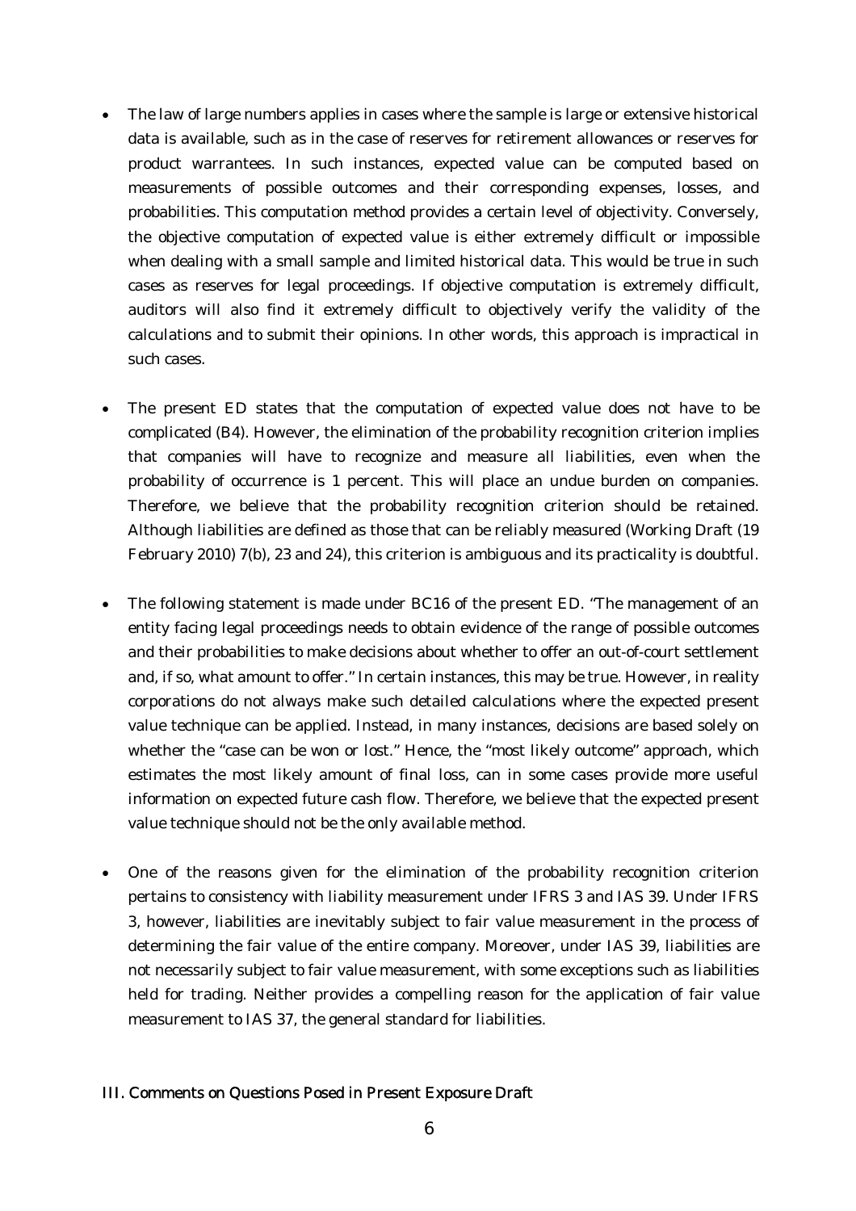- The law of large numbers applies in cases where the sample is large or extensive historical data is available, such as in the case of reserves for retirement allowances or reserves for product warrantees. In such instances, expected value can be computed based on measurements of possible outcomes and their corresponding expenses, losses, and probabilities. This computation method provides a certain level of objectivity. Conversely, the objective computation of expected value is either extremely difficult or impossible when dealing with a small sample and limited historical data. This would be true in such cases as reserves for legal proceedings. If objective computation is extremely difficult, auditors will also find it extremely difficult to objectively verify the validity of the calculations and to submit their opinions. In other words, this approach is impractical in such cases.

- The present ED states that the computation of expected value does not have to be complicated (B4). However, the elimination of the probability recognition criterion implies that companies will have to recognize and measure all liabilities, even when the probability of occurrence is 1 percent. This will place an undue burden on companies. Therefore, we believe that the probability recognition criterion should be retained. Although liabilities are defined as those that can be reliably measured (Working Draft (19 February 2010) 7(b), 23 and 24), this criterion is ambiguous and its practicality is doubtful.

- The following statement is made under BC16 of the present ED. "The management of an entity facing legal proceedings needs to obtain evidence of the range of possible outcomes and their probabilities to make decisions about whether to offer an out-of-court settlement and, if so, what amount to offer." In certain instances, this may be true. However, in reality corporations do not always make such detailed calculations where the expected present value technique can be applied. Instead, in many instances, decisions are based solely on whether the "case can be won or lost." Hence, the "most likely outcome" approach, which estimates the most likely amount of final loss, can in some cases provide more useful information on expected future cash flow. Therefore, we believe that the expected present value technique should not be the only available method.

- One of the reasons given for the elimination of the probability recognition criterion pertains to consistency with liability measurement under IFRS 3 and IAS 39. Under IFRS 3, however, liabilities are inevitably subject to fair value measurement in the process of determining the fair value of the entire company. Moreover, under IAS 39, liabilities are not necessarily subject to fair value measurement, with some exceptions such as liabilities held for trading. Neither provides a compelling reason for the application of fair value measurement to IAS 37, the general standard for liabilities.

## III. Comments on Questions Posed in Present Exposure Draft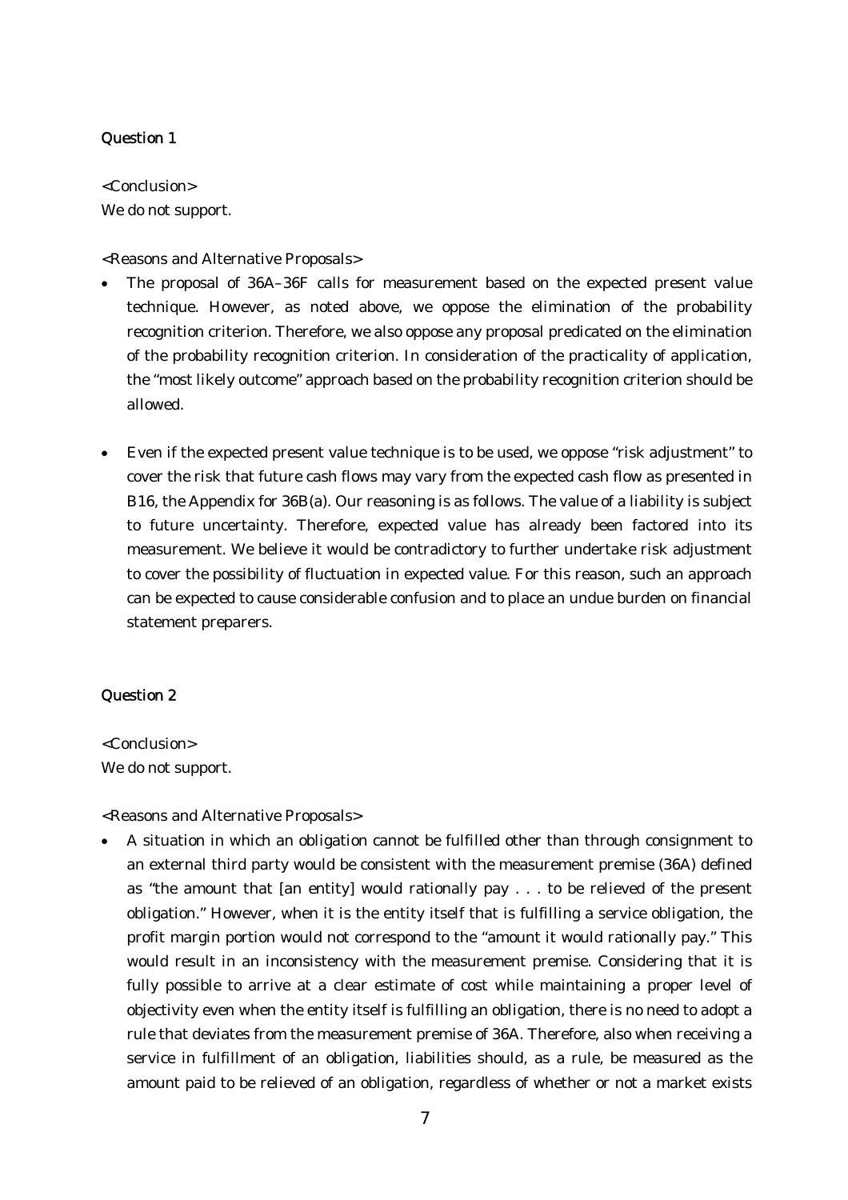## Question 1

<Conclusion>
We do not support.

<Reasons and Alternative Proposals>

- The proposal of 36A–36F calls for measurement based on the expected present value technique. However, as noted above, we oppose the elimination of the probability recognition criterion. Therefore, we also oppose any proposal predicated on the elimination of the probability recognition criterion. In consideration of the practicality of application, the "most likely outcome" approach based on the probability recognition criterion should be allowed.

- Even if the expected present value technique is to be used, we oppose "risk adjustment" to cover the risk that future cash flows may vary from the expected cash flow as presented in B16, the Appendix for 36B(a). Our reasoning is as follows. The value of a liability is subject to future uncertainty. Therefore, expected value has already been factored into its measurement. We believe it would be contradictory to further undertake risk adjustment to cover the possibility of fluctuation in expected value. For this reason, such an approach can be expected to cause considerable confusion and to place an undue burden on financial statement preparers.

## Question 2

<Conclusion>
We do not support.

<Reasons and Alternative Proposals>

- A situation in which an obligation cannot be fulfilled other than through consignment to an external third party would be consistent with the measurement premise (36A) defined as "the amount that [an entity] would rationally pay . . . to be relieved of the present obligation." However, when it is the entity itself that is fulfilling a service obligation, the profit margin portion would not correspond to the "amount it would rationally pay." This would result in an inconsistency with the measurement premise. Considering that it is fully possible to arrive at a clear estimate of cost while maintaining a proper level of objectivity even when the entity itself is fulfilling an obligation, there is no need to adopt a rule that deviates from the measurement premise of 36A. Therefore, also when receiving a service in fulfillment of an obligation, liabilities should, as a rule, be measured as the amount paid to be relieved of an obligation, regardless of whether or not a market exists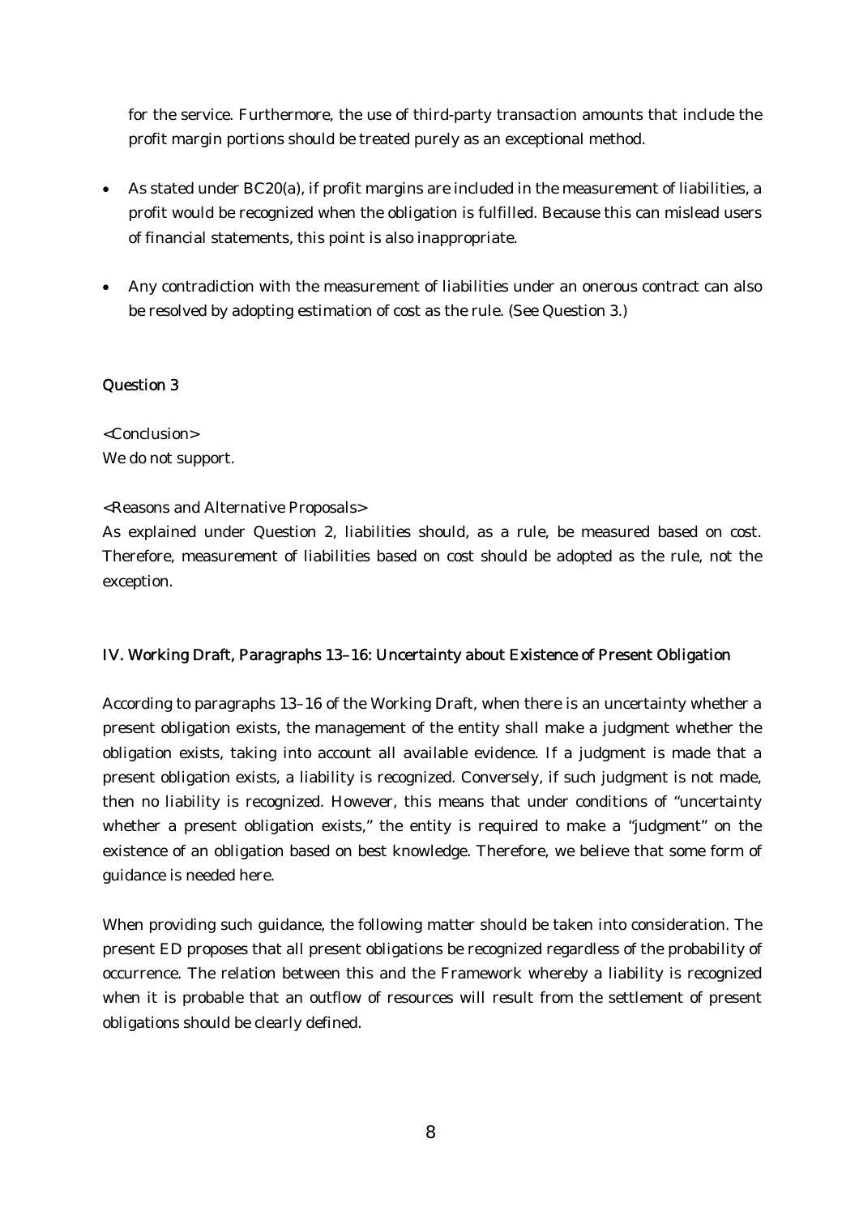for the service. Furthermore, the use of third-party transaction amounts that include the profit margin portions should be treated purely as an exceptional method.

- As stated under BC20(a), if profit margins are included in the measurement of liabilities, a profit would be recognized when the obligation is fulfilled. Because this can mislead users of financial statements, this point is also inappropriate.

- Any contradiction with the measurement of liabilities under an onerous contract can also be resolved by adopting estimation of cost as the rule. (See Question 3.)

### Question 3

<Conclusion>
We do not support.

<Reasons and Alternative Proposals>
As explained under Question 2, liabilities should, as a rule, be measured based on cost. Therefore, measurement of liabilities based on cost should be adopted as the rule, not the exception.

## IV. Working Draft, Paragraphs 13–16: Uncertainty about Existence of Present Obligation

According to paragraphs 13–16 of the Working Draft, when there is an uncertainty whether a present obligation exists, the management of the entity shall make a judgment whether the obligation exists, taking into account all available evidence. If a judgment is made that a present obligation exists, a liability is recognized. Conversely, if such judgment is not made, then no liability is recognized. However, this means that under conditions of "uncertainty whether a present obligation exists," the entity is required to make a "judgment" on the existence of an obligation based on best knowledge. Therefore, we believe that some form of guidance is needed here.

When providing such guidance, the following matter should be taken into consideration. The present ED proposes that all present obligations be recognized regardless of the probability of occurrence. The relation between this and the Framework whereby a liability is recognized when it is probable that an outflow of resources will result from the settlement of present obligations should be clearly defined.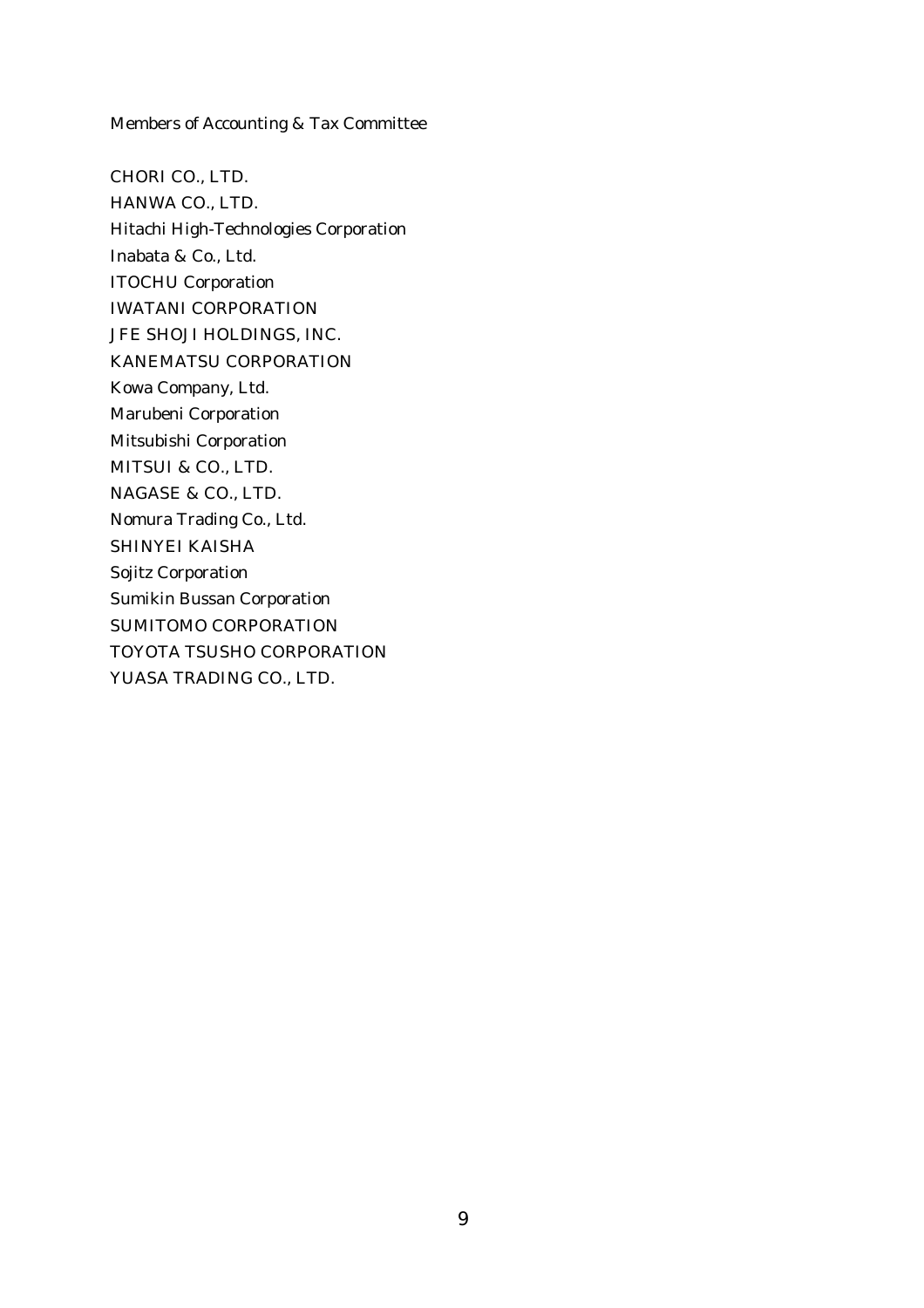Members of Accounting & Tax Committee

CHORI CO., LTD.
HANWA CO., LTD.
Hitachi High-Technologies Corporation
Inabata & Co., Ltd.
ITOCHU Corporation
IWATANI CORPORATION
JFE SHOJI HOLDINGS, INC.
KANEMATSU CORPORATION
Kowa Company, Ltd.
Marubeni Corporation
Mitsubishi Corporation
MITSUI & CO., LTD.
NAGASE & CO., LTD.
Nomura Trading Co., Ltd.
SHINYEI KAISHA
Sojitz Corporation
Sumikin Bussan Corporation
SUMITOMO CORPORATION
TOYOTA TSUSHO CORPORATION
YUASA TRADING CO., LTD.